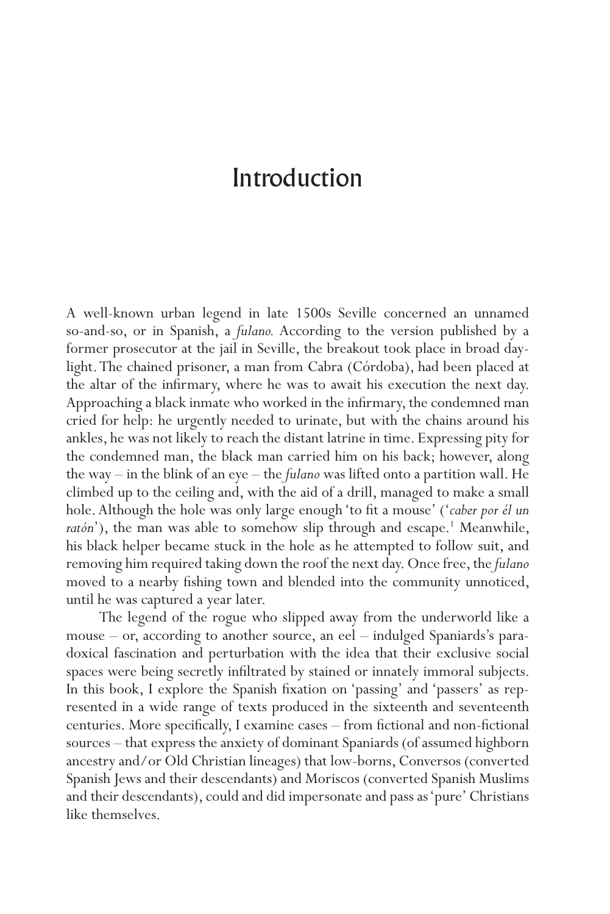# Introduction

A well-known urban legend in late 1500s Seville concerned an unnamed so-and-so, or in Spanish, a *fulano.* According to the version published by a former prosecutor at the jail in Seville, the breakout took place in broad daylight. The chained prisoner, a man from Cabra (Córdoba), had been placed at the altar of the infirmary, where he was to await his execution the next day. Approaching a black inmate who worked in the infirmary, the condemned man cried for help: he urgently needed to urinate, but with the chains around his ankles, he was not likely to reach the distant latrine in time. Expressing pity for the condemned man, the black man carried him on his back; however, along the way – in the blink of an eye – the *fulano* was lifted onto a partition wall. He climbed up to the ceiling and, with the aid of a drill, managed to make a small hole. Although the hole was only large enough 'to fit a mouse' ('*caber por él un ratón*'), the man was able to somehow slip through and escape.[1] Meanwhile, his black helper became stuck in the hole as he attempted to follow suit, and removing him required taking down the roof the next day. Once free, the *fulano* moved to a nearby fishing town and blended into the community unnoticed, until he was captured a year later.

The legend of the rogue who slipped away from the underworld like a mouse – or, according to another source, an eel – indulged Spaniards's paradoxical fascination and perturbation with the idea that their exclusive social spaces were being secretly infiltrated by stained or innately immoral subjects. In this book, I explore the Spanish fixation on 'passing' and 'passers' as represented in a wide range of texts produced in the sixteenth and seventeenth centuries. More specifically, I examine cases – from fictional and non-fictional sources – that express the anxiety of dominant Spaniards (of assumed highborn ancestry and/or Old Christian lineages) that low-borns, Conversos (converted Spanish Jews and their descendants) and Moriscos (converted Spanish Muslims and their descendants), could and did impersonate and pass as 'pure' Christians like themselves.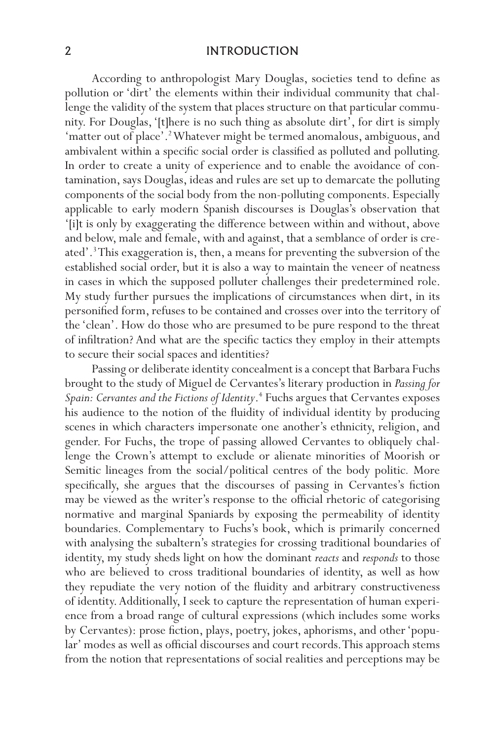According to anthropologist Mary Douglas, societies tend to define as pollution or 'dirt' the elements within their individual community that challenge the validity of the system that places structure on that particular community. For Douglas, '[t]here is no such thing as absolute dirt', for dirt is simply 'matter out of place'.[2] Whatever might be termed anomalous, ambiguous, and ambivalent within a specific social order is classified as polluted and polluting. In order to create a unity of experience and to enable the avoidance of contamination, says Douglas, ideas and rules are set up to demarcate the polluting components of the social body from the non-polluting components. Especially applicable to early modern Spanish discourses is Douglas's observation that '[i]t is only by exaggerating the difference between within and without, above and below, male and female, with and against, that a semblance of order is created'.[3] This exaggeration is, then, a means for preventing the subversion of the established social order, but it is also a way to maintain the veneer of neatness in cases in which the supposed polluter challenges their predetermined role. My study further pursues the implications of circumstances when dirt, in its personified form, refuses to be contained and crosses over into the territory of the 'clean'. How do those who are presumed to be pure respond to the threat of infiltration? And what are the specific tactics they employ in their attempts to secure their social spaces and identities?

Passing or deliberate identity concealment is a concept that Barbara Fuchs brought to the study of Miguel de Cervantes's literary production in *Passing for Spain: Cervantes and the Fictions of Identity*.[4] Fuchs argues that Cervantes exposes his audience to the notion of the fluidity of individual identity by producing scenes in which characters impersonate one another's ethnicity, religion, and gender. For Fuchs, the trope of passing allowed Cervantes to obliquely challenge the Crown's attempt to exclude or alienate minorities of Moorish or Semitic lineages from the social/political centres of the body politic. More specifically, she argues that the discourses of passing in Cervantes's fiction may be viewed as the writer's response to the official rhetoric of categorising normative and marginal Spaniards by exposing the permeability of identity boundaries. Complementary to Fuchs's book, which is primarily concerned with analysing the subaltern's strategies for crossing traditional boundaries of identity, my study sheds light on how the dominant *reacts* and *responds* to those who are believed to cross traditional boundaries of identity, as well as how they repudiate the very notion of the fluidity and arbitrary constructiveness of identity. Additionally, I seek to capture the representation of human experience from a broad range of cultural expressions (which includes some works by Cervantes): prose fiction, plays, poetry, jokes, aphorisms, and other 'popular' modes as well as official discourses and court records. This approach stems from the notion that representations of social realities and perceptions may be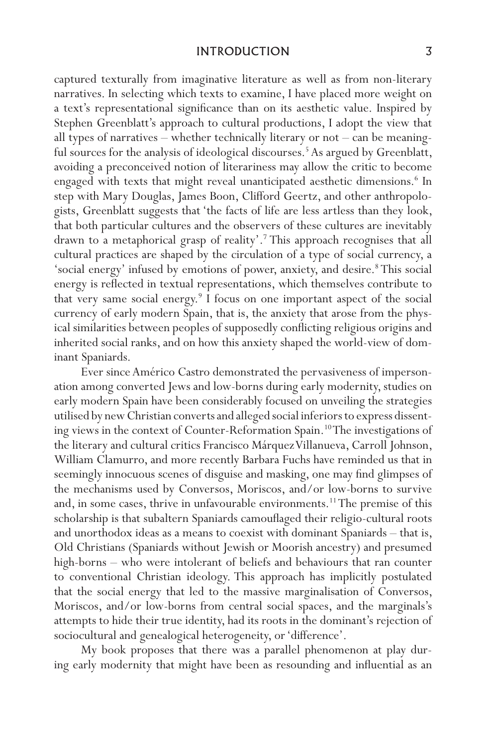captured texturally from imaginative literature as well as from non-literary narratives. In selecting which texts to examine, I have placed more weight on a text's representational significance than on its aesthetic value. Inspired by Stephen Greenblatt's approach to cultural productions, I adopt the view that all types of narratives – whether technically literary or not – can be meaningful sources for the analysis of ideological discourses.[5] As argued by Greenblatt, avoiding a preconceived notion of literariness may allow the critic to become engaged with texts that might reveal unanticipated aesthetic dimensions.[6] In step with Mary Douglas, James Boon, Clifford Geertz, and other anthropologists, Greenblatt suggests that 'the facts of life are less artless than they look, that both particular cultures and the observers of these cultures are inevitably drawn to a metaphorical grasp of reality'.[7] This approach recognises that all cultural practices are shaped by the circulation of a type of social currency, a 'social energy' infused by emotions of power, anxiety, and desire.[8] This social energy is reflected in textual representations, which themselves contribute to that very same social energy.[9] I focus on one important aspect of the social currency of early modern Spain, that is, the anxiety that arose from the physical similarities between peoples of supposedly conflicting religious origins and inherited social ranks, and on how this anxiety shaped the world-view of dominant Spaniards.

Ever since Américo Castro demonstrated the pervasiveness of impersonation among converted Jews and low-borns during early modernity, studies on early modern Spain have been considerably focused on unveiling the strategies utilised by new Christian converts and alleged social inferiors to express dissenting views in the context of Counter-Reformation Spain.[10] The investigations of the literary and cultural critics Francisco Márquez Villanueva, Carroll Johnson, William Clamurro, and more recently Barbara Fuchs have reminded us that in seemingly innocuous scenes of disguise and masking, one may find glimpses of the mechanisms used by Conversos, Moriscos, and/or low-borns to survive and, in some cases, thrive in unfavourable environments.[11] The premise of this scholarship is that subaltern Spaniards camouflaged their religio-cultural roots and unorthodox ideas as a means to coexist with dominant Spaniards – that is, Old Christians (Spaniards without Jewish or Moorish ancestry) and presumed high-borns – who were intolerant of beliefs and behaviours that ran counter to conventional Christian ideology. This approach has implicitly postulated that the social energy that led to the massive marginalisation of Conversos, Moriscos, and/or low-borns from central social spaces, and the marginals's attempts to hide their true identity, had its roots in the dominant's rejection of sociocultural and genealogical heterogeneity, or 'difference'.

My book proposes that there was a parallel phenomenon at play during early modernity that might have been as resounding and influential as an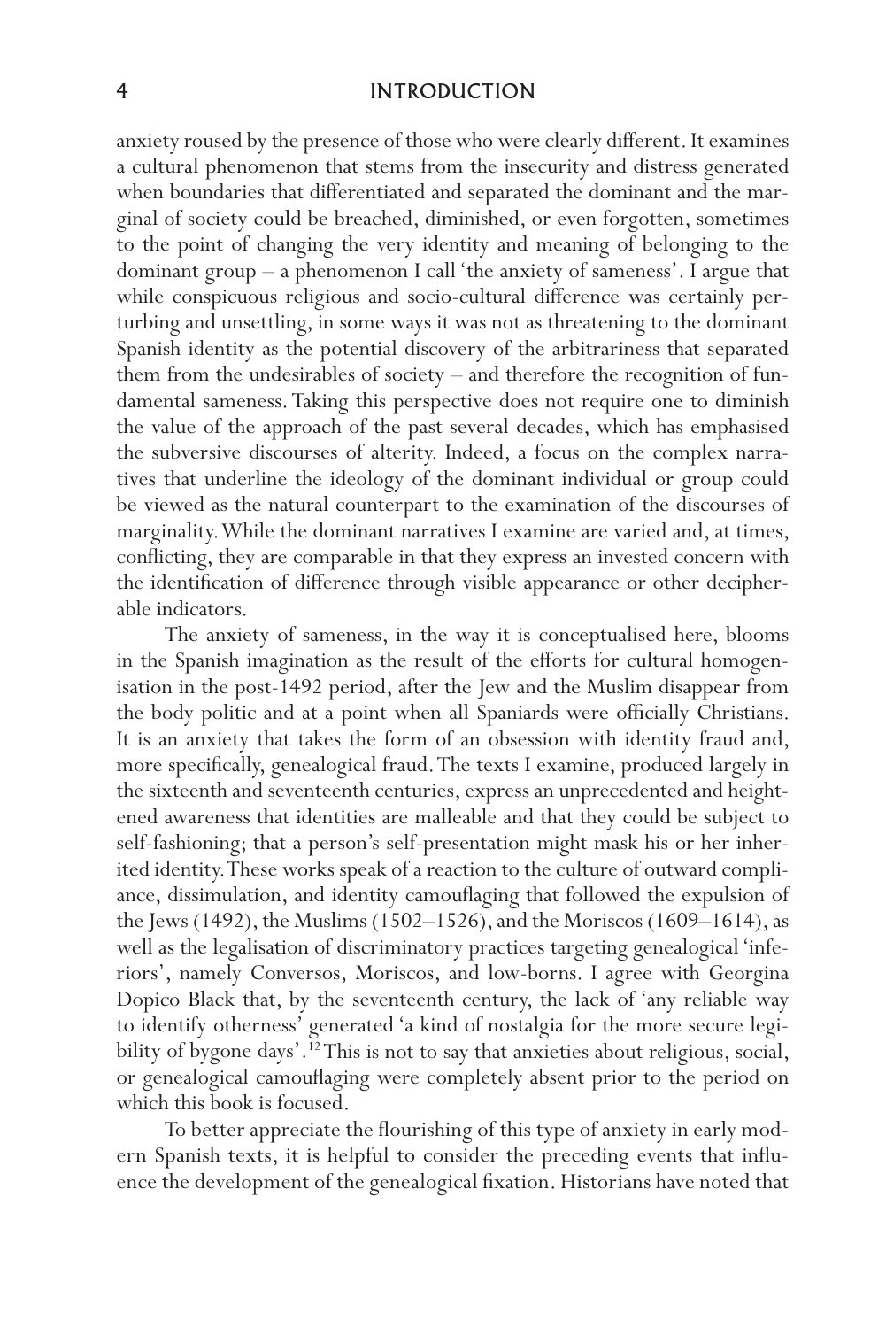anxiety roused by the presence of those who were clearly different. It examines a cultural phenomenon that stems from the insecurity and distress generated when boundaries that differentiated and separated the dominant and the marginal of society could be breached, diminished, or even forgotten, sometimes to the point of changing the very identity and meaning of belonging to the dominant group – a phenomenon I call 'the anxiety of sameness'. I argue that while conspicuous religious and socio-cultural difference was certainly perturbing and unsettling, in some ways it was not as threatening to the dominant Spanish identity as the potential discovery of the arbitrariness that separated them from the undesirables of society – and therefore the recognition of fundamental sameness. Taking this perspective does not require one to diminish the value of the approach of the past several decades, which has emphasised the subversive discourses of alterity. Indeed, a focus on the complex narratives that underline the ideology of the dominant individual or group could be viewed as the natural counterpart to the examination of the discourses of marginality. While the dominant narratives I examine are varied and, at times, conflicting, they are comparable in that they express an invested concern with the identification of difference through visible appearance or other decipherable indicators.

The anxiety of sameness, in the way it is conceptualised here, blooms in the Spanish imagination as the result of the efforts for cultural homogenisation in the post-1492 period, after the Jew and the Muslim disappear from the body politic and at a point when all Spaniards were officially Christians. It is an anxiety that takes the form of an obsession with identity fraud and, more specifically, genealogical fraud. The texts I examine, produced largely in the sixteenth and seventeenth centuries, express an unprecedented and heightened awareness that identities are malleable and that they could be subject to self-fashioning; that a person's self-presentation might mask his or her inherited identity. These works speak of a reaction to the culture of outward compliance, dissimulation, and identity camouflaging that followed the expulsion of the Jews (1492), the Muslims (1502–1526), and the Moriscos (1609–1614), as well as the legalisation of discriminatory practices targeting genealogical 'inferiors', namely Conversos, Moriscos, and low-borns. I agree with Georgina Dopico Black that, by the seventeenth century, the lack of 'any reliable way to identify otherness' generated 'a kind of nostalgia for the more secure legibility of bygone days'.[12] This is not to say that anxieties about religious, social, or genealogical camouflaging were completely absent prior to the period on which this book is focused.

To better appreciate the flourishing of this type of anxiety in early modern Spanish texts, it is helpful to consider the preceding events that influence the development of the genealogical fixation. Historians have noted that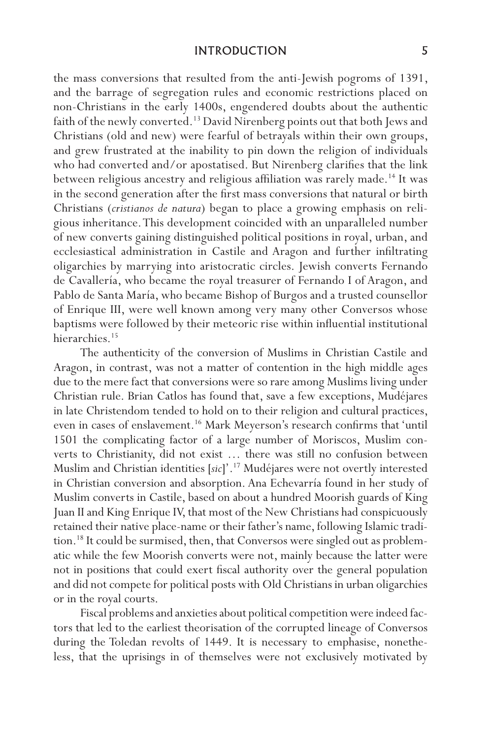the mass conversions that resulted from the anti-Jewish pogroms of 1391, and the barrage of segregation rules and economic restrictions placed on non-Christians in the early 1400s, engendered doubts about the authentic faith of the newly converted.[13] David Nirenberg points out that both Jews and Christians (old and new) were fearful of betrayals within their own groups, and grew frustrated at the inability to pin down the religion of individuals who had converted and/or apostatised. But Nirenberg clarifies that the link between religious ancestry and religious affiliation was rarely made.[14] It was in the second generation after the first mass conversions that natural or birth Christians (*cristianos de natura*) began to place a growing emphasis on religious inheritance. This development coincided with an unparalleled number of new converts gaining distinguished political positions in royal, urban, and ecclesiastical administration in Castile and Aragon and further infiltrating oligarchies by marrying into aristocratic circles. Jewish converts Fernando de Cavallería, who became the royal treasurer of Fernando I of Aragon, and Pablo de Santa María, who became Bishop of Burgos and a trusted counsellor of Enrique III, were well known among very many other Conversos whose baptisms were followed by their meteoric rise within influential institutional hierarchies.[15]

The authenticity of the conversion of Muslims in Christian Castile and Aragon, in contrast, was not a matter of contention in the high middle ages due to the mere fact that conversions were so rare among Muslims living under Christian rule. Brian Catlos has found that, save a few exceptions, Mudéjares in late Christendom tended to hold on to their religion and cultural practices, even in cases of enslavement.[16] Mark Meyerson's research confirms that 'until 1501 the complicating factor of a large number of Moriscos, Muslim converts to Christianity, did not exist … there was still no confusion between Muslim and Christian identities [*sic*]'.[17] Mudéjares were not overtly interested in Christian conversion and absorption. Ana Echevarría found in her study of Muslim converts in Castile, based on about a hundred Moorish guards of King Juan II and King Enrique IV, that most of the New Christians had conspicuously retained their native place-name or their father's name, following Islamic tradition.[18] It could be surmised, then, that Conversos were singled out as problematic while the few Moorish converts were not, mainly because the latter were not in positions that could exert fiscal authority over the general population and did not compete for political posts with Old Christians in urban oligarchies or in the royal courts.

Fiscal problems and anxieties about political competition were indeed factors that led to the earliest theorisation of the corrupted lineage of Conversos during the Toledan revolts of 1449. It is necessary to emphasise, nonetheless, that the uprisings in of themselves were not exclusively motivated by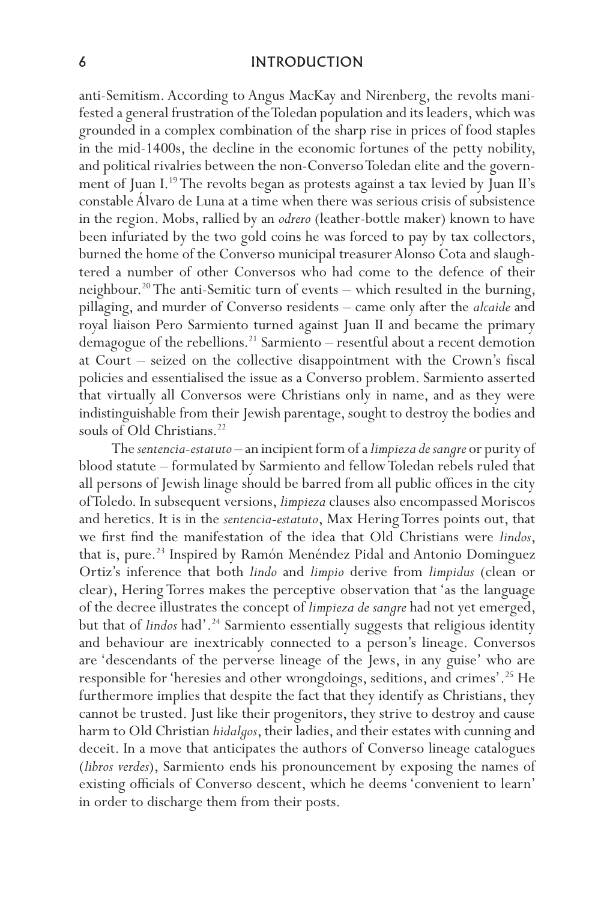anti-Semitism. According to Angus MacKay and Nirenberg, the revolts manifested a general frustration of the Toledan population and its leaders, which was grounded in a complex combination of the sharp rise in prices of food staples in the mid-1400s, the decline in the economic fortunes of the petty nobility, and political rivalries between the non-Converso Toledan elite and the government of Juan I.[19] The revolts began as protests against a tax levied by Juan II's constable Álvaro de Luna at a time when there was serious crisis of subsistence in the region. Mobs, rallied by an *odrero* (leather-bottle maker) known to have been infuriated by the two gold coins he was forced to pay by tax collectors, burned the home of the Converso municipal treasurer Alonso Cota and slaughtered a number of other Conversos who had come to the defence of their neighbour.[20] The anti-Semitic turn of events – which resulted in the burning, pillaging, and murder of Converso residents – came only after the *alcaide* and royal liaison Pero Sarmiento turned against Juan II and became the primary demagogue of the rebellions.[21] Sarmiento – resentful about a recent demotion at Court – seized on the collective disappointment with the Crown's fiscal policies and essentialised the issue as a Converso problem. Sarmiento asserted that virtually all Conversos were Christians only in name, and as they were indistinguishable from their Jewish parentage, sought to destroy the bodies and souls of Old Christians.[22]

The *sentencia-estatuto* – an incipient form of a *limpieza de sangre* or purity of blood statute – formulated by Sarmiento and fellow Toledan rebels ruled that all persons of Jewish linage should be barred from all public offices in the city of Toledo. In subsequent versions, *limpieza* clauses also encompassed Moriscos and heretics. It is in the *sentencia-estatuto*, Max Hering Torres points out, that we first find the manifestation of the idea that Old Christians were *lindos*, that is, pure.[23] Inspired by Ramón Menéndez Pidal and Antonio Dominguez Ortiz's inference that both *lindo* and *limpio* derive from *limpidus* (clean or clear), Hering Torres makes the perceptive observation that 'as the language of the decree illustrates the concept of *limpieza de sangre* had not yet emerged, but that of *lindos* had'.[24] Sarmiento essentially suggests that religious identity and behaviour are inextricably connected to a person's lineage. Conversos are 'descendants of the perverse lineage of the Jews, in any guise' who are responsible for 'heresies and other wrongdoings, seditions, and crimes'.[25] He furthermore implies that despite the fact that they identify as Christians, they cannot be trusted. Just like their progenitors, they strive to destroy and cause harm to Old Christian *hidalgos*, their ladies, and their estates with cunning and deceit. In a move that anticipates the authors of Converso lineage catalogues (*libros verdes*), Sarmiento ends his pronouncement by exposing the names of existing officials of Converso descent, which he deems 'convenient to learn' in order to discharge them from their posts.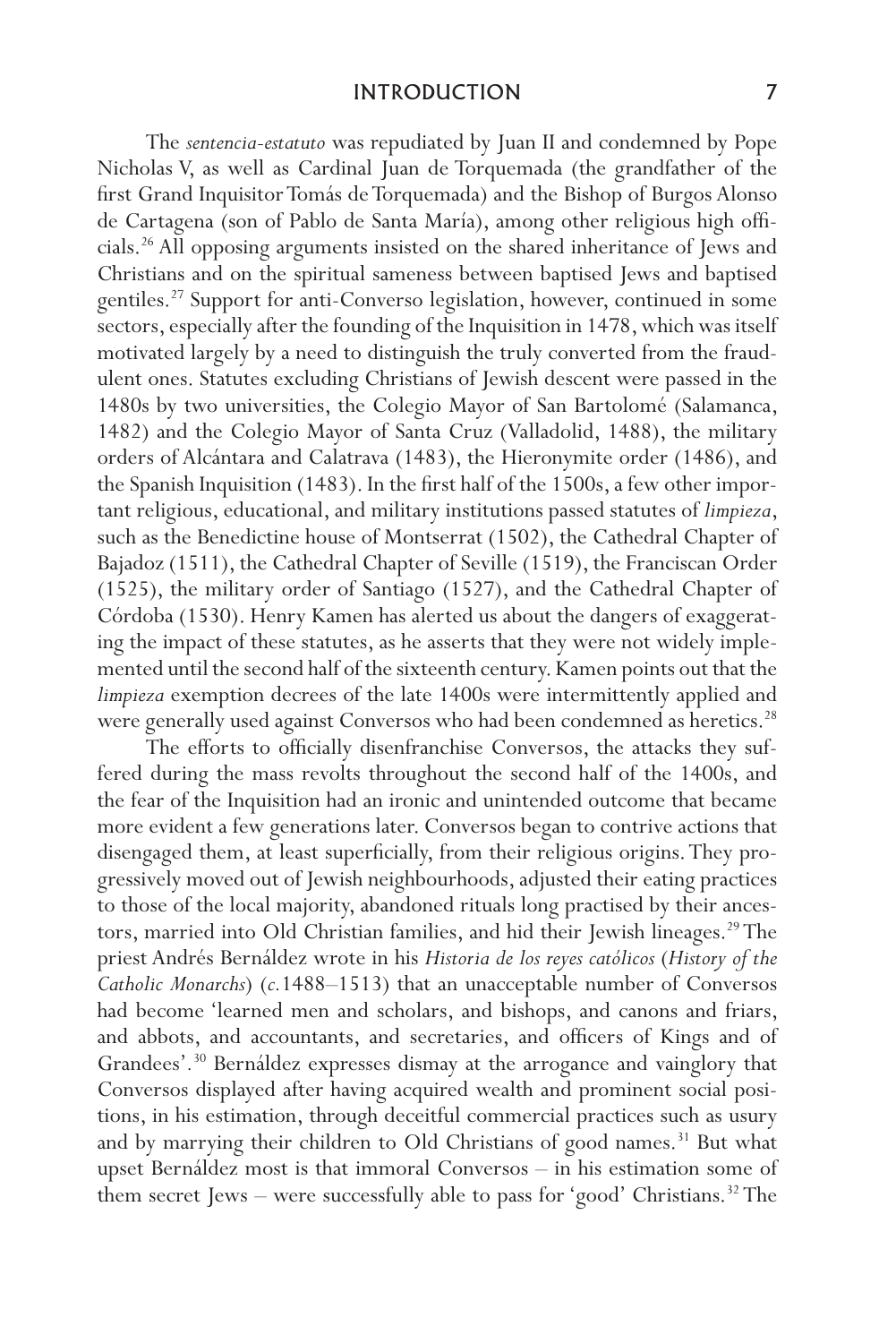The *sentencia-estatuto* was repudiated by Juan II and condemned by Pope Nicholas V, as well as Cardinal Juan de Torquemada (the grandfather of the first Grand Inquisitor Tomás de Torquemada) and the Bishop of Burgos Alonso de Cartagena (son of Pablo de Santa María), among other religious high officials.[26] All opposing arguments insisted on the shared inheritance of Jews and Christians and on the spiritual sameness between baptised Jews and baptised gentiles.[27] Support for anti-Converso legislation, however, continued in some sectors, especially after the founding of the Inquisition in 1478, which was itself motivated largely by a need to distinguish the truly converted from the fraudulent ones. Statutes excluding Christians of Jewish descent were passed in the 1480s by two universities, the Colegio Mayor of San Bartolomé (Salamanca, 1482) and the Colegio Mayor of Santa Cruz (Valladolid, 1488), the military orders of Alcántara and Calatrava (1483), the Hieronymite order (1486), and the Spanish Inquisition (1483). In the first half of the 1500s, a few other important religious, educational, and military institutions passed statutes of *limpieza*, such as the Benedictine house of Montserrat (1502), the Cathedral Chapter of Bajadoz (1511), the Cathedral Chapter of Seville (1519), the Franciscan Order (1525), the military order of Santiago (1527), and the Cathedral Chapter of Córdoba (1530). Henry Kamen has alerted us about the dangers of exaggerating the impact of these statutes, as he asserts that they were not widely implemented until the second half of the sixteenth century. Kamen points out that the *limpieza* exemption decrees of the late 1400s were intermittently applied and were generally used against Conversos who had been condemned as heretics.[28]

The efforts to officially disenfranchise Conversos, the attacks they suffered during the mass revolts throughout the second half of the 1400s, and the fear of the Inquisition had an ironic and unintended outcome that became more evident a few generations later. Conversos began to contrive actions that disengaged them, at least superficially, from their religious origins. They progressively moved out of Jewish neighbourhoods, adjusted their eating practices to those of the local majority, abandoned rituals long practised by their ancestors, married into Old Christian families, and hid their Jewish lineages.[29] The priest Andrés Bernáldez wrote in his *Historia de los reyes católicos* (*History of the Catholic Monarchs*) (*c.*1488–1513) that an unacceptable number of Conversos had become 'learned men and scholars, and bishops, and canons and friars, and abbots, and accountants, and secretaries, and officers of Kings and of Grandees'.[30] Bernáldez expresses dismay at the arrogance and vainglory that Conversos displayed after having acquired wealth and prominent social positions, in his estimation, through deceitful commercial practices such as usury and by marrying their children to Old Christians of good names.[31] But what upset Bernáldez most is that immoral Conversos – in his estimation some of them secret Jews – were successfully able to pass for 'good' Christians.[32] The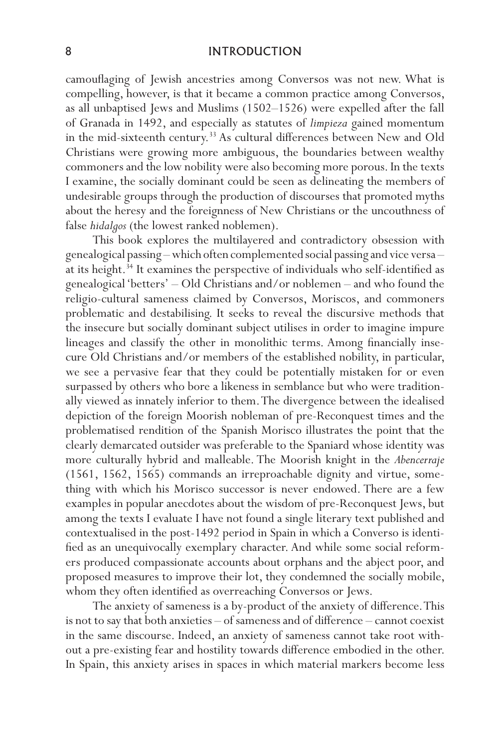camouflaging of Jewish ancestries among Conversos was not new. What is compelling, however, is that it became a common practice among Conversos, as all unbaptised Jews and Muslims (1502–1526) were expelled after the fall of Granada in 1492, and especially as statutes of *limpieza* gained momentum in the mid-sixteenth century.[33] As cultural differences between New and Old Christians were growing more ambiguous, the boundaries between wealthy commoners and the low nobility were also becoming more porous. In the texts I examine, the socially dominant could be seen as delineating the members of undesirable groups through the production of discourses that promoted myths about the heresy and the foreignness of New Christians or the uncouthness of false *hidalgos* (the lowest ranked noblemen).

This book explores the multilayered and contradictory obsession with genealogical passing – which often complemented social passing and vice versa – at its height.[34] It examines the perspective of individuals who self-identified as genealogical 'betters' – Old Christians and/or noblemen – and who found the religio-cultural sameness claimed by Conversos, Moriscos, and commoners problematic and destabilising. It seeks to reveal the discursive methods that the insecure but socially dominant subject utilises in order to imagine impure lineages and classify the other in monolithic terms. Among financially insecure Old Christians and/or members of the established nobility, in particular, we see a pervasive fear that they could be potentially mistaken for or even surpassed by others who bore a likeness in semblance but who were traditionally viewed as innately inferior to them. The divergence between the idealised depiction of the foreign Moorish nobleman of pre-Reconquest times and the problematised rendition of the Spanish Morisco illustrates the point that the clearly demarcated outsider was preferable to the Spaniard whose identity was more culturally hybrid and malleable. The Moorish knight in the *Abencerraje* (1561, 1562, 1565) commands an irreproachable dignity and virtue, something with which his Morisco successor is never endowed. There are a few examples in popular anecdotes about the wisdom of pre-Reconquest Jews, but among the texts I evaluate I have not found a single literary text published and contextualised in the post-1492 period in Spain in which a Converso is identified as an unequivocally exemplary character. And while some social reformers produced compassionate accounts about orphans and the abject poor, and proposed measures to improve their lot, they condemned the socially mobile, whom they often identified as overreaching Conversos or Jews.

The anxiety of sameness is a by-product of the anxiety of difference. This is not to say that both anxieties – of sameness and of difference – cannot coexist in the same discourse. Indeed, an anxiety of sameness cannot take root without a pre-existing fear and hostility towards difference embodied in the other. In Spain, this anxiety arises in spaces in which material markers become less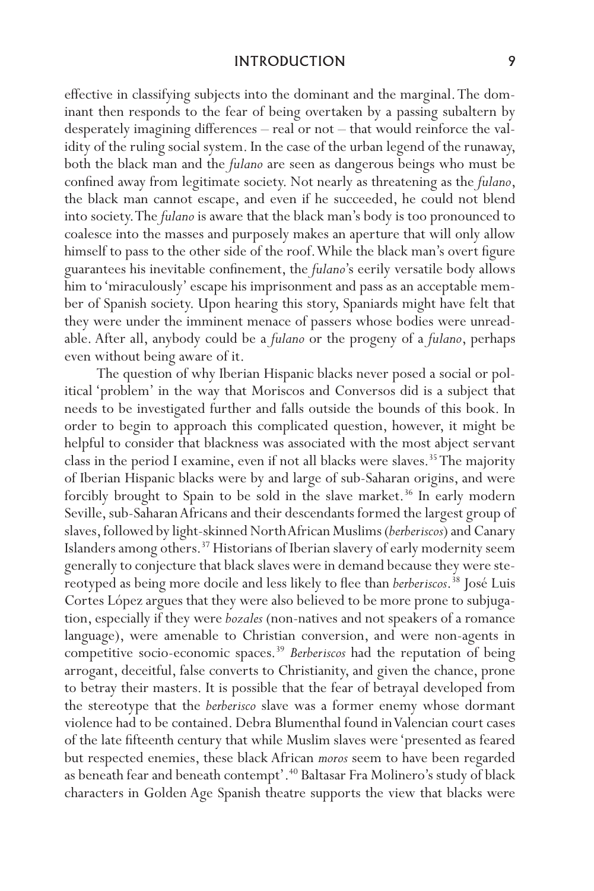effective in classifying subjects into the dominant and the marginal. The dominant then responds to the fear of being overtaken by a passing subaltern by desperately imagining differences – real or not – that would reinforce the validity of the ruling social system. In the case of the urban legend of the runaway, both the black man and the *fulano* are seen as dangerous beings who must be confined away from legitimate society. Not nearly as threatening as the *fulano*, the black man cannot escape, and even if he succeeded, he could not blend into society. The *fulano* is aware that the black man's body is too pronounced to coalesce into the masses and purposely makes an aperture that will only allow himself to pass to the other side of the roof. While the black man's overt figure guarantees his inevitable confinement, the *fulano*'s eerily versatile body allows him to 'miraculously' escape his imprisonment and pass as an acceptable member of Spanish society. Upon hearing this story, Spaniards might have felt that they were under the imminent menace of passers whose bodies were unreadable. After all, anybody could be a *fulano* or the progeny of a *fulano*, perhaps even without being aware of it.

The question of why Iberian Hispanic blacks never posed a social or political 'problem' in the way that Moriscos and Conversos did is a subject that needs to be investigated further and falls outside the bounds of this book. In order to begin to approach this complicated question, however, it might be helpful to consider that blackness was associated with the most abject servant class in the period I examine, even if not all blacks were slaves.[35] The majority of Iberian Hispanic blacks were by and large of sub-Saharan origins, and were forcibly brought to Spain to be sold in the slave market.[36] In early modern Seville, sub-Saharan Africans and their descendants formed the largest group of slaves, followed by light-skinned North African Muslims (*berberiscos*) and Canary Islanders among others.[37] Historians of Iberian slavery of early modernity seem generally to conjecture that black slaves were in demand because they were stereotyped as being more docile and less likely to flee than *berberiscos*.[38] José Luis Cortes López argues that they were also believed to be more prone to subjugation, especially if they were *bozales* (non-natives and not speakers of a romance language), were amenable to Christian conversion, and were non-agents in competitive socio-economic spaces.[39] *Berberiscos* had the reputation of being arrogant, deceitful, false converts to Christianity, and given the chance, prone to betray their masters. It is possible that the fear of betrayal developed from the stereotype that the *berberisco* slave was a former enemy whose dormant violence had to be contained. Debra Blumenthal found in Valencian court cases of the late fifteenth century that while Muslim slaves were 'presented as feared but respected enemies, these black African *moros* seem to have been regarded as beneath fear and beneath contempt'.[40] Baltasar Fra Molinero's study of black characters in Golden Age Spanish theatre supports the view that blacks were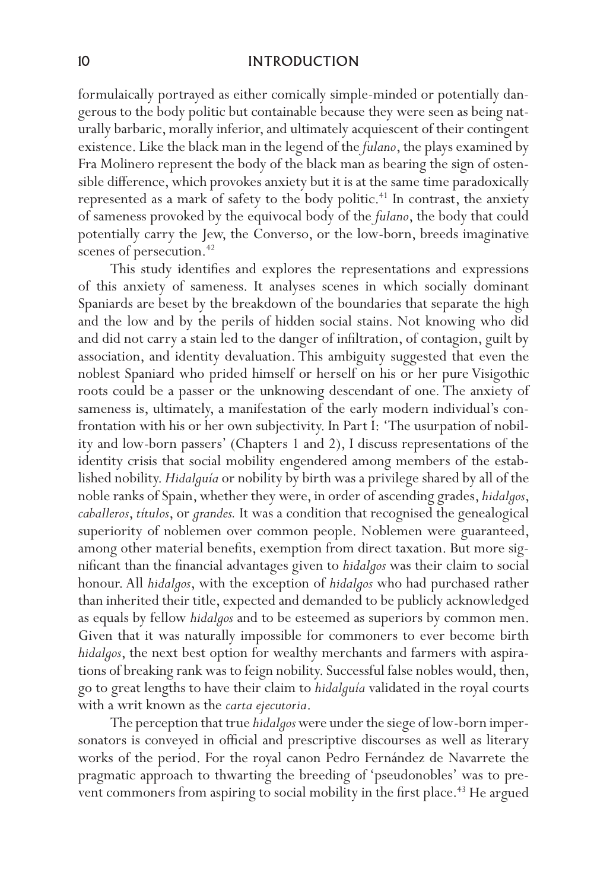formulaically portrayed as either comically simple-minded or potentially dangerous to the body politic but containable because they were seen as being naturally barbaric, morally inferior, and ultimately acquiescent of their contingent existence. Like the black man in the legend of the *fulano*, the plays examined by Fra Molinero represent the body of the black man as bearing the sign of ostensible difference, which provokes anxiety but it is at the same time paradoxically represented as a mark of safety to the body politic.[41] In contrast, the anxiety of sameness provoked by the equivocal body of the *fulano*, the body that could potentially carry the Jew, the Converso, or the low-born, breeds imaginative scenes of persecution.[42]

This study identifies and explores the representations and expressions of this anxiety of sameness. It analyses scenes in which socially dominant Spaniards are beset by the breakdown of the boundaries that separate the high and the low and by the perils of hidden social stains. Not knowing who did and did not carry a stain led to the danger of infiltration, of contagion, guilt by association, and identity devaluation. This ambiguity suggested that even the noblest Spaniard who prided himself or herself on his or her pure Visigothic roots could be a passer or the unknowing descendant of one. The anxiety of sameness is, ultimately, a manifestation of the early modern individual's confrontation with his or her own subjectivity. In Part I: 'The usurpation of nobility and low-born passers' (Chapters 1 and 2), I discuss representations of the identity crisis that social mobility engendered among members of the established nobility. *Hidalguía* or nobility by birth was a privilege shared by all of the noble ranks of Spain, whether they were, in order of ascending grades, *hidalgos*, *caballeros*, *títulos*, or *grandes.* It was a condition that recognised the genealogical superiority of noblemen over common people. Noblemen were guaranteed, among other material benefits, exemption from direct taxation. But more significant than the financial advantages given to *hidalgos* was their claim to social honour. All *hidalgos*, with the exception of *hidalgos* who had purchased rather than inherited their title, expected and demanded to be publicly acknowledged as equals by fellow *hidalgos* and to be esteemed as superiors by common men. Given that it was naturally impossible for commoners to ever become birth *hidalgos*, the next best option for wealthy merchants and farmers with aspirations of breaking rank was to feign nobility. Successful false nobles would, then, go to great lengths to have their claim to *hidalguía* validated in the royal courts with a writ known as the *carta ejecutoria*.

The perception that true *hidalgos* were under the siege of low-born impersonators is conveyed in official and prescriptive discourses as well as literary works of the period. For the royal canon Pedro Fernández de Navarrete the pragmatic approach to thwarting the breeding of 'pseudonobles' was to prevent commoners from aspiring to social mobility in the first place.[43] He argued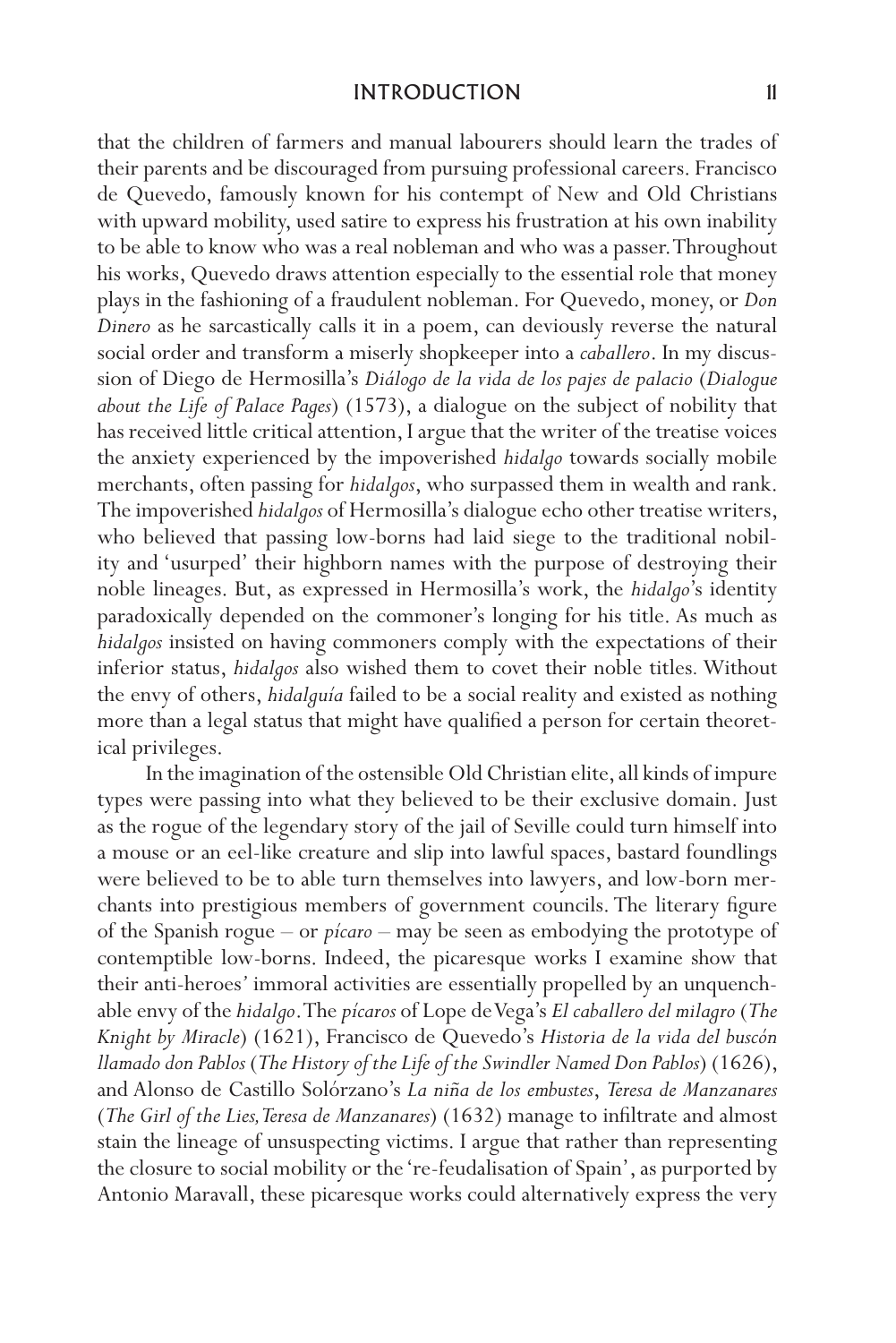that the children of farmers and manual labourers should learn the trades of their parents and be discouraged from pursuing professional careers. Francisco de Quevedo, famously known for his contempt of New and Old Christians with upward mobility, used satire to express his frustration at his own inability to be able to know who was a real nobleman and who was a passer. Throughout his works, Quevedo draws attention especially to the essential role that money plays in the fashioning of a fraudulent nobleman. For Quevedo, money, or *Don Dinero* as he sarcastically calls it in a poem, can deviously reverse the natural social order and transform a miserly shopkeeper into a *caballero*. In my discussion of Diego de Hermosilla's *Diálogo de la vida de los pajes de palacio* (*Dialogue about the Life of Palace Pages*) (1573), a dialogue on the subject of nobility that has received little critical attention, I argue that the writer of the treatise voices the anxiety experienced by the impoverished *hidalgo* towards socially mobile merchants, often passing for *hidalgos*, who surpassed them in wealth and rank. The impoverished *hidalgos* of Hermosilla's dialogue echo other treatise writers, who believed that passing low-borns had laid siege to the traditional nobility and 'usurped' their highborn names with the purpose of destroying their noble lineages. But, as expressed in Hermosilla's work, the *hidalgo*'s identity paradoxically depended on the commoner's longing for his title. As much as *hidalgos* insisted on having commoners comply with the expectations of their inferior status, *hidalgos* also wished them to covet their noble titles. Without the envy of others, *hidalguía* failed to be a social reality and existed as nothing more than a legal status that might have qualified a person for certain theoretical privileges.

In the imagination of the ostensible Old Christian elite, all kinds of impure types were passing into what they believed to be their exclusive domain. Just as the rogue of the legendary story of the jail of Seville could turn himself into a mouse or an eel-like creature and slip into lawful spaces, bastard foundlings were believed to be to able turn themselves into lawyers, and low-born merchants into prestigious members of government councils. The literary figure of the Spanish rogue – or *pícaro* – may be seen as embodying the prototype of contemptible low-borns. Indeed, the picaresque works I examine show that their anti-heroes' immoral activities are essentially propelled by an unquenchable envy of the *hidalgo*. The *pícaros* of Lope de Vega's *El caballero del milagro* (*The Knight by Miracle*) (1621), Francisco de Quevedo's *Historia de la vida del buscón llamado don Pablos* (*The History of the Life of the Swindler Named Don Pablos*) (1626), and Alonso de Castillo Solórzano's *La niña de los embustes*, *Teresa de Manzanares* (*The Girl of the Lies, Teresa de Manzanares*) (1632) manage to infiltrate and almost stain the lineage of unsuspecting victims. I argue that rather than representing the closure to social mobility or the 're-feudalisation of Spain', as purported by Antonio Maravall, these picaresque works could alternatively express the very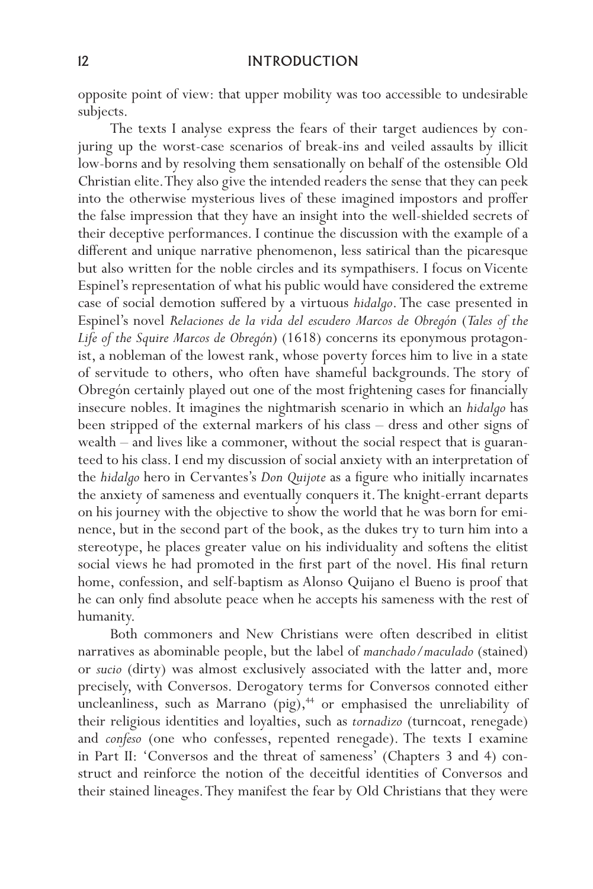opposite point of view: that upper mobility was too accessible to undesirable subjects.

The texts I analyse express the fears of their target audiences by conjuring up the worst-case scenarios of break-ins and veiled assaults by illicit low-borns and by resolving them sensationally on behalf of the ostensible Old Christian elite. They also give the intended readers the sense that they can peek into the otherwise mysterious lives of these imagined impostors and proffer the false impression that they have an insight into the well-shielded secrets of their deceptive performances. I continue the discussion with the example of a different and unique narrative phenomenon, less satirical than the picaresque but also written for the noble circles and its sympathisers. I focus on Vicente Espinel's representation of what his public would have considered the extreme case of social demotion suffered by a virtuous *hidalgo*. The case presented in Espinel's novel *Relaciones de la vida del escudero Marcos de Obregón* (*Tales of the Life of the Squire Marcos de Obregón*) (1618) concerns its eponymous protagonist, a nobleman of the lowest rank, whose poverty forces him to live in a state of servitude to others, who often have shameful backgrounds. The story of Obregón certainly played out one of the most frightening cases for financially insecure nobles. It imagines the nightmarish scenario in which an *hidalgo* has been stripped of the external markers of his class – dress and other signs of wealth – and lives like a commoner, without the social respect that is guaranteed to his class. I end my discussion of social anxiety with an interpretation of the *hidalgo* hero in Cervantes's *Don Quijote* as a figure who initially incarnates the anxiety of sameness and eventually conquers it. The knight-errant departs on his journey with the objective to show the world that he was born for eminence, but in the second part of the book, as the dukes try to turn him into a stereotype, he places greater value on his individuality and softens the elitist social views he had promoted in the first part of the novel. His final return home, confession, and self-baptism as Alonso Quijano el Bueno is proof that he can only find absolute peace when he accepts his sameness with the rest of humanity.

Both commoners and New Christians were often described in elitist narratives as abominable people, but the label of *manchado/maculado* (stained) or *sucio* (dirty) was almost exclusively associated with the latter and, more precisely, with Conversos. Derogatory terms for Conversos connoted either uncleanliness, such as Marrano (pig),[44] or emphasised the unreliability of their religious identities and loyalties, such as *tornadizo* (turncoat, renegade) and *confeso* (one who confesses, repented renegade). The texts I examine in Part II: 'Conversos and the threat of sameness' (Chapters 3 and 4) construct and reinforce the notion of the deceitful identities of Conversos and their stained lineages. They manifest the fear by Old Christians that they were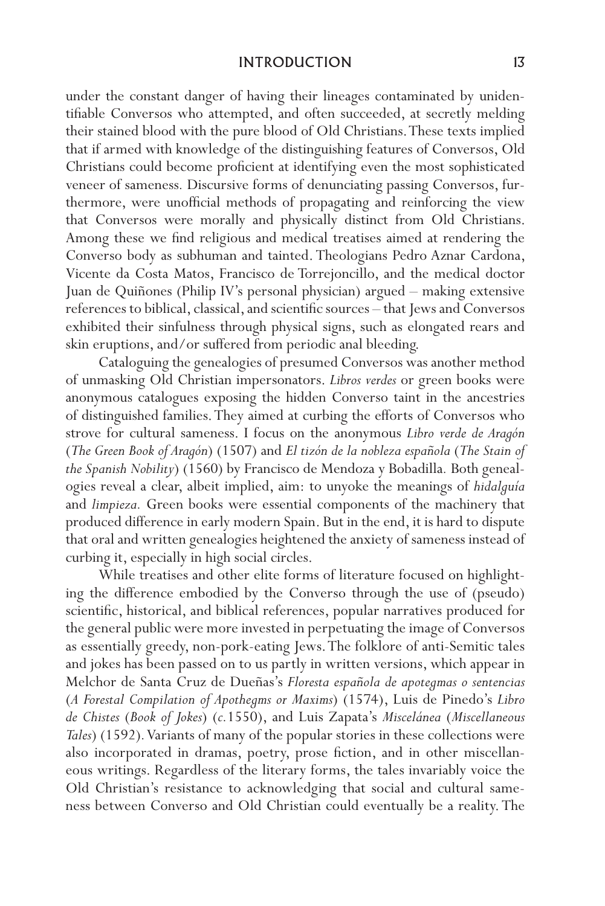under the constant danger of having their lineages contaminated by unidentifiable Conversos who attempted, and often succeeded, at secretly melding their stained blood with the pure blood of Old Christians. These texts implied that if armed with knowledge of the distinguishing features of Conversos, Old Christians could become proficient at identifying even the most sophisticated veneer of sameness. Discursive forms of denunciating passing Conversos, furthermore, were unofficial methods of propagating and reinforcing the view that Conversos were morally and physically distinct from Old Christians. Among these we find religious and medical treatises aimed at rendering the Converso body as subhuman and tainted. Theologians Pedro Aznar Cardona, Vicente da Costa Matos, Francisco de Torrejoncillo, and the medical doctor Juan de Quiñones (Philip IV's personal physician) argued – making extensive references to biblical, classical, and scientific sources – that Jews and Conversos exhibited their sinfulness through physical signs, such as elongated rears and skin eruptions, and/or suffered from periodic anal bleeding.

Cataloguing the genealogies of presumed Conversos was another method of unmasking Old Christian impersonators. *Libros verdes* or green books were anonymous catalogues exposing the hidden Converso taint in the ancestries of distinguished families. They aimed at curbing the efforts of Conversos who strove for cultural sameness. I focus on the anonymous *Libro verde de Aragón* (*The Green Book of Aragón*) (1507) and *El tizón de la nobleza española* (*The Stain of the Spanish Nobility*) (1560) by Francisco de Mendoza y Bobadilla. Both genealogies reveal a clear, albeit implied, aim: to unyoke the meanings of *hidalguía* and *limpieza*. Green books were essential components of the machinery that produced difference in early modern Spain. But in the end, it is hard to dispute that oral and written genealogies heightened the anxiety of sameness instead of curbing it, especially in high social circles.

While treatises and other elite forms of literature focused on highlighting the difference embodied by the Converso through the use of (pseudo) scientific, historical, and biblical references, popular narratives produced for the general public were more invested in perpetuating the image of Conversos as essentially greedy, non-pork-eating Jews. The folklore of anti-Semitic tales and jokes has been passed on to us partly in written versions, which appear in Melchor de Santa Cruz de Dueñas's *Floresta española de apotegmas o sentencias* (*A Forestal Compilation of Apothegms or Maxims*) (1574), Luis de Pinedo's *Libro de Chistes* (*Book of Jokes*) (*c.*1550), and Luis Zapata's *Miscelánea* (*Miscellaneous Tales*) (1592). Variants of many of the popular stories in these collections were also incorporated in dramas, poetry, prose fiction, and in other miscellaneous writings. Regardless of the literary forms, the tales invariably voice the Old Christian's resistance to acknowledging that social and cultural sameness between Converso and Old Christian could eventually be a reality. The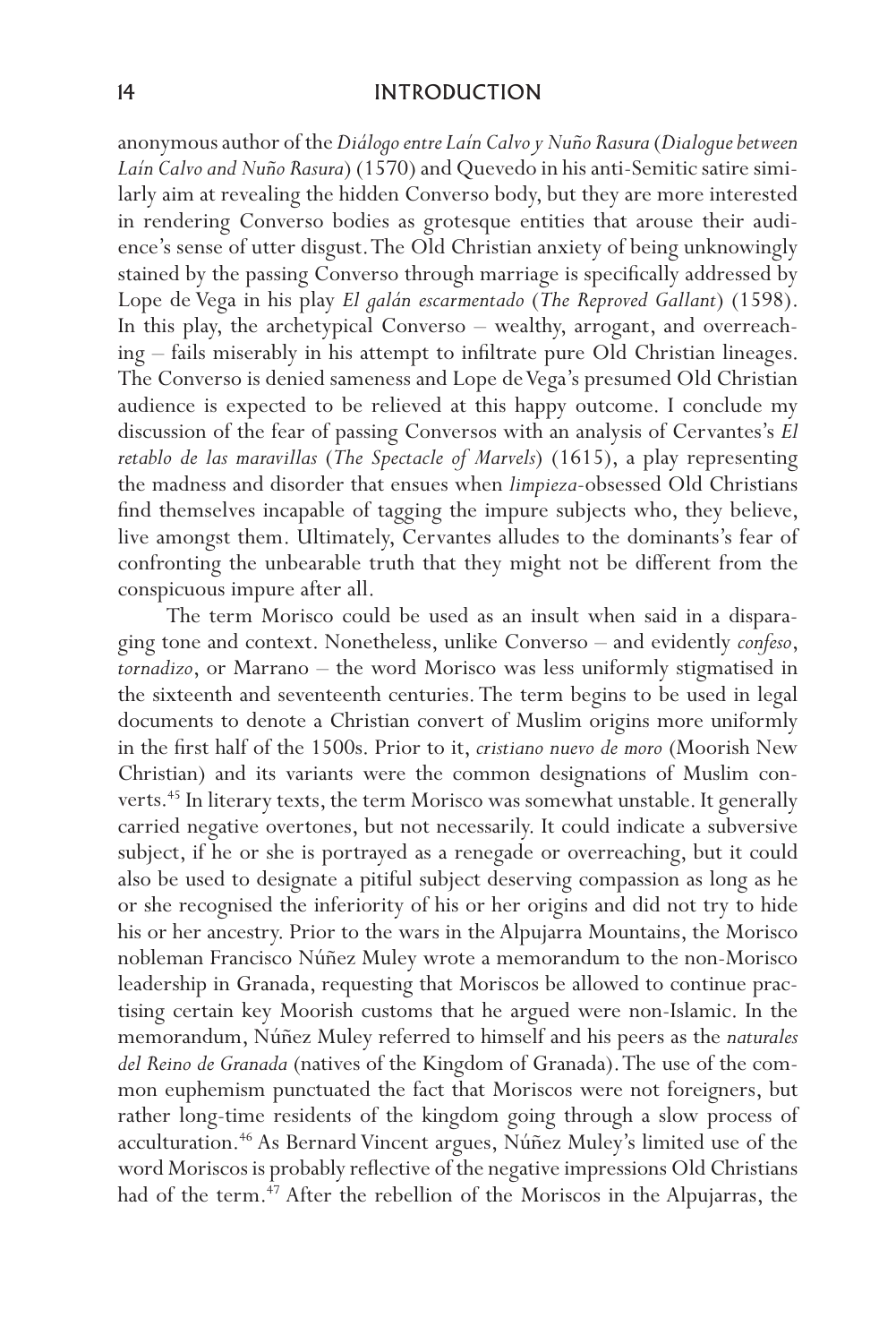anonymous author of the *Diálogo entre Laín Calvo y Nuño Rasura* (*Dialogue between Laín Calvo and Nuño Rasura*) (1570) and Quevedo in his anti-Semitic satire similarly aim at revealing the hidden Converso body, but they are more interested in rendering Converso bodies as grotesque entities that arouse their audience's sense of utter disgust. The Old Christian anxiety of being unknowingly stained by the passing Converso through marriage is specifically addressed by Lope de Vega in his play *El galán escarmentado* (*The Reproved Gallant*) (1598). In this play, the archetypical Converso – wealthy, arrogant, and overreaching – fails miserably in his attempt to infiltrate pure Old Christian lineages. The Converso is denied sameness and Lope de Vega's presumed Old Christian audience is expected to be relieved at this happy outcome. I conclude my discussion of the fear of passing Conversos with an analysis of Cervantes's *El retablo de las maravillas* (*The Spectacle of Marvels*) (1615), a play representing the madness and disorder that ensues when *limpieza*-obsessed Old Christians find themselves incapable of tagging the impure subjects who, they believe, live amongst them. Ultimately, Cervantes alludes to the dominants's fear of confronting the unbearable truth that they might not be different from the conspicuous impure after all.

The term Morisco could be used as an insult when said in a disparaging tone and context. Nonetheless, unlike Converso – and evidently *confeso*, *tornadizo*, or Marrano – the word Morisco was less uniformly stigmatised in the sixteenth and seventeenth centuries. The term begins to be used in legal documents to denote a Christian convert of Muslim origins more uniformly in the first half of the 1500s. Prior to it, *cristiano nuevo de moro* (Moorish New Christian) and its variants were the common designations of Muslim converts.[45] In literary texts, the term Morisco was somewhat unstable. It generally carried negative overtones, but not necessarily. It could indicate a subversive subject, if he or she is portrayed as a renegade or overreaching, but it could also be used to designate a pitiful subject deserving compassion as long as he or she recognised the inferiority of his or her origins and did not try to hide his or her ancestry. Prior to the wars in the Alpujarra Mountains, the Morisco nobleman Francisco Núñez Muley wrote a memorandum to the non-Morisco leadership in Granada, requesting that Moriscos be allowed to continue practising certain key Moorish customs that he argued were non-Islamic. In the memorandum, Núñez Muley referred to himself and his peers as the *naturales del Reino de Granada* (natives of the Kingdom of Granada). The use of the common euphemism punctuated the fact that Moriscos were not foreigners, but rather long-time residents of the kingdom going through a slow process of acculturation.[46] As Bernard Vincent argues, Núñez Muley's limited use of the word Moriscos is probably reflective of the negative impressions Old Christians had of the term.[47] After the rebellion of the Moriscos in the Alpujarras, the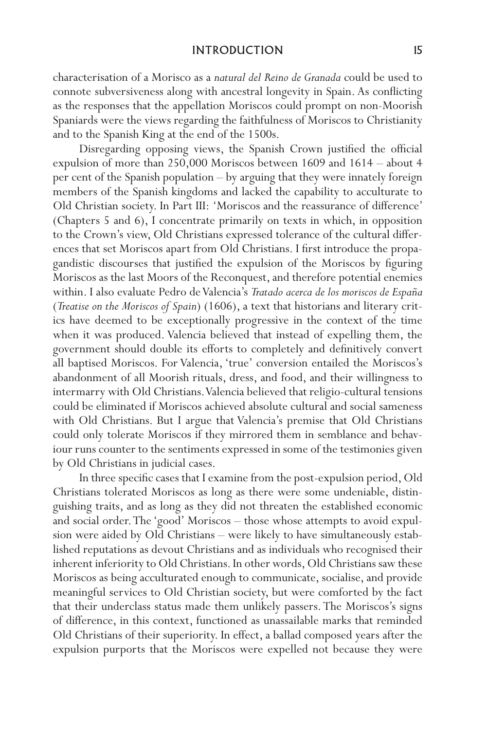characterisation of a Morisco as a *natural del Reino de Granada* could be used to connote subversiveness along with ancestral longevity in Spain. As conflicting as the responses that the appellation Moriscos could prompt on non-Moorish Spaniards were the views regarding the faithfulness of Moriscos to Christianity and to the Spanish King at the end of the 1500s.

Disregarding opposing views, the Spanish Crown justified the official expulsion of more than 250,000 Moriscos between 1609 and 1614 – about 4 per cent of the Spanish population – by arguing that they were innately foreign members of the Spanish kingdoms and lacked the capability to acculturate to Old Christian society. In Part III: 'Moriscos and the reassurance of difference' (Chapters 5 and 6), I concentrate primarily on texts in which, in opposition to the Crown's view, Old Christians expressed tolerance of the cultural differences that set Moriscos apart from Old Christians. I first introduce the propagandistic discourses that justified the expulsion of the Moriscos by figuring Moriscos as the last Moors of the Reconquest, and therefore potential enemies within. I also evaluate Pedro de Valencia's *Tratado acerca de los moriscos de España* (*Treatise on the Moriscos of Spain*) (1606), a text that historians and literary critics have deemed to be exceptionally progressive in the context of the time when it was produced. Valencia believed that instead of expelling them, the government should double its efforts to completely and definitively convert all baptised Moriscos. For Valencia, 'true' conversion entailed the Moriscos's abandonment of all Moorish rituals, dress, and food, and their willingness to intermarry with Old Christians. Valencia believed that religio-cultural tensions could be eliminated if Moriscos achieved absolute cultural and social sameness with Old Christians. But I argue that Valencia's premise that Old Christians could only tolerate Moriscos if they mirrored them in semblance and behaviour runs counter to the sentiments expressed in some of the testimonies given by Old Christians in judicial cases.

In three specific cases that I examine from the post-expulsion period, Old Christians tolerated Moriscos as long as there were some undeniable, distinguishing traits, and as long as they did not threaten the established economic and social order. The 'good' Moriscos – those whose attempts to avoid expulsion were aided by Old Christians – were likely to have simultaneously established reputations as devout Christians and as individuals who recognised their inherent inferiority to Old Christians. In other words, Old Christians saw these Moriscos as being acculturated enough to communicate, socialise, and provide meaningful services to Old Christian society, but were comforted by the fact that their underclass status made them unlikely passers. The Moriscos's signs of difference, in this context, functioned as unassailable marks that reminded Old Christians of their superiority. In effect, a ballad composed years after the expulsion purports that the Moriscos were expelled not because they were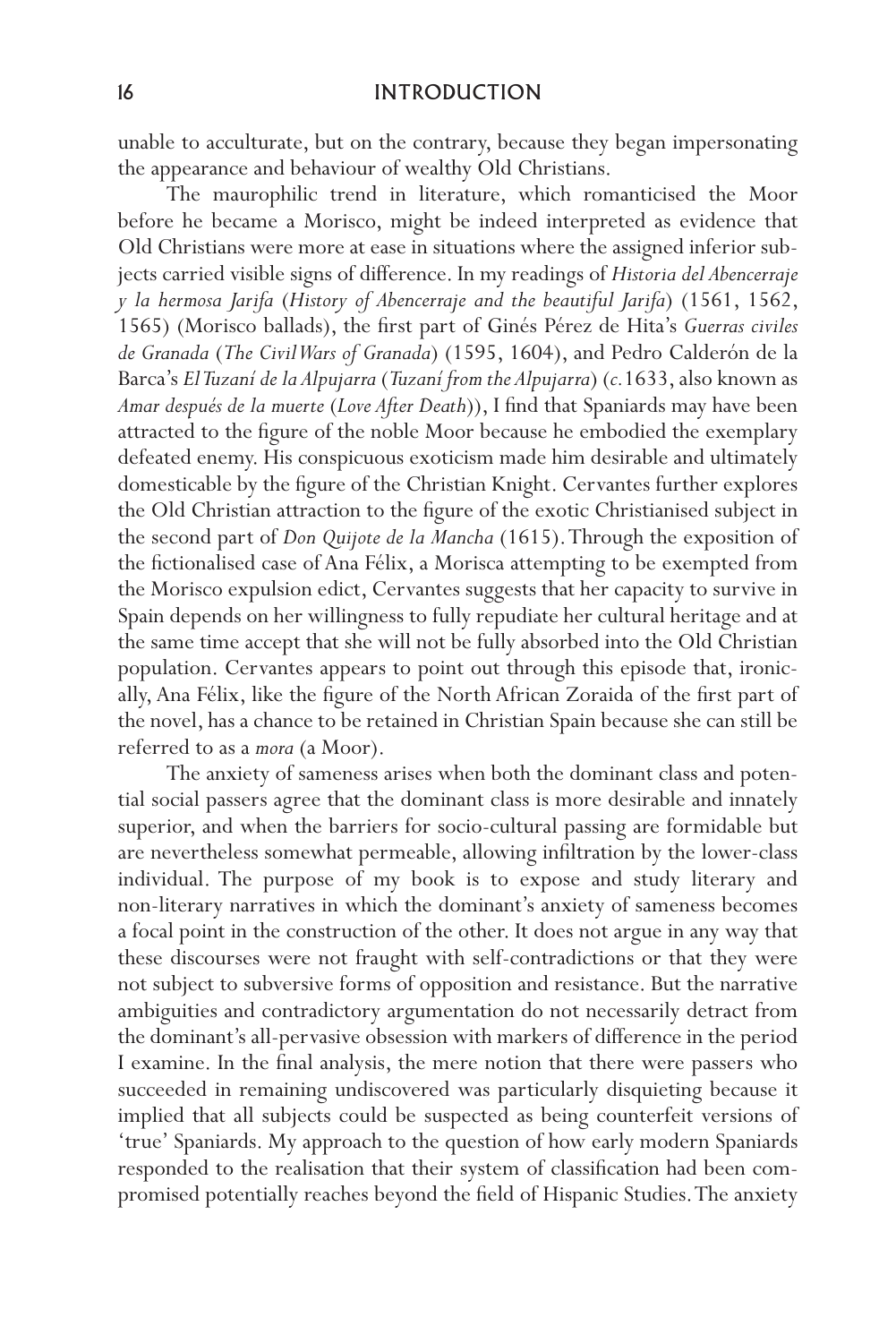unable to acculturate, but on the contrary, because they began impersonating the appearance and behaviour of wealthy Old Christians.

The maurophilic trend in literature, which romanticised the Moor before he became a Morisco, might be indeed interpreted as evidence that Old Christians were more at ease in situations where the assigned inferior subjects carried visible signs of difference. In my readings of *Historia del Abencerraje y la hermosa Jarifa* (*History of Abencerraje and the beautiful Jarifa*) (1561, 1562, 1565) (Morisco ballads), the first part of Ginés Pérez de Hita's *Guerras civiles de Granada* (*The Civil Wars of Granada*) (1595, 1604), and Pedro Calderón de la Barca's *El Tuzaní de la Alpujarra* (*Tuzaní from the Alpujarra*) (*c.*1633, also known as *Amar después de la muerte* (*Love After Death*)), I find that Spaniards may have been attracted to the figure of the noble Moor because he embodied the exemplary defeated enemy. His conspicuous exoticism made him desirable and ultimately domesticable by the figure of the Christian Knight. Cervantes further explores the Old Christian attraction to the figure of the exotic Christianised subject in the second part of *Don Quijote de la Mancha* (1615). Through the exposition of the fictionalised case of Ana Félix, a Morisca attempting to be exempted from the Morisco expulsion edict, Cervantes suggests that her capacity to survive in Spain depends on her willingness to fully repudiate her cultural heritage and at the same time accept that she will not be fully absorbed into the Old Christian population. Cervantes appears to point out through this episode that, ironically, Ana Félix, like the figure of the North African Zoraida of the first part of the novel, has a chance to be retained in Christian Spain because she can still be referred to as a *mora* (a Moor).

The anxiety of sameness arises when both the dominant class and potential social passers agree that the dominant class is more desirable and innately superior, and when the barriers for socio-cultural passing are formidable but are nevertheless somewhat permeable, allowing infiltration by the lower-class individual. The purpose of my book is to expose and study literary and non-literary narratives in which the dominant's anxiety of sameness becomes a focal point in the construction of the other. It does not argue in any way that these discourses were not fraught with self-contradictions or that they were not subject to subversive forms of opposition and resistance. But the narrative ambiguities and contradictory argumentation do not necessarily detract from the dominant's all-pervasive obsession with markers of difference in the period I examine. In the final analysis, the mere notion that there were passers who succeeded in remaining undiscovered was particularly disquieting because it implied that all subjects could be suspected as being counterfeit versions of 'true' Spaniards. My approach to the question of how early modern Spaniards responded to the realisation that their system of classification had been compromised potentially reaches beyond the field of Hispanic Studies. The anxiety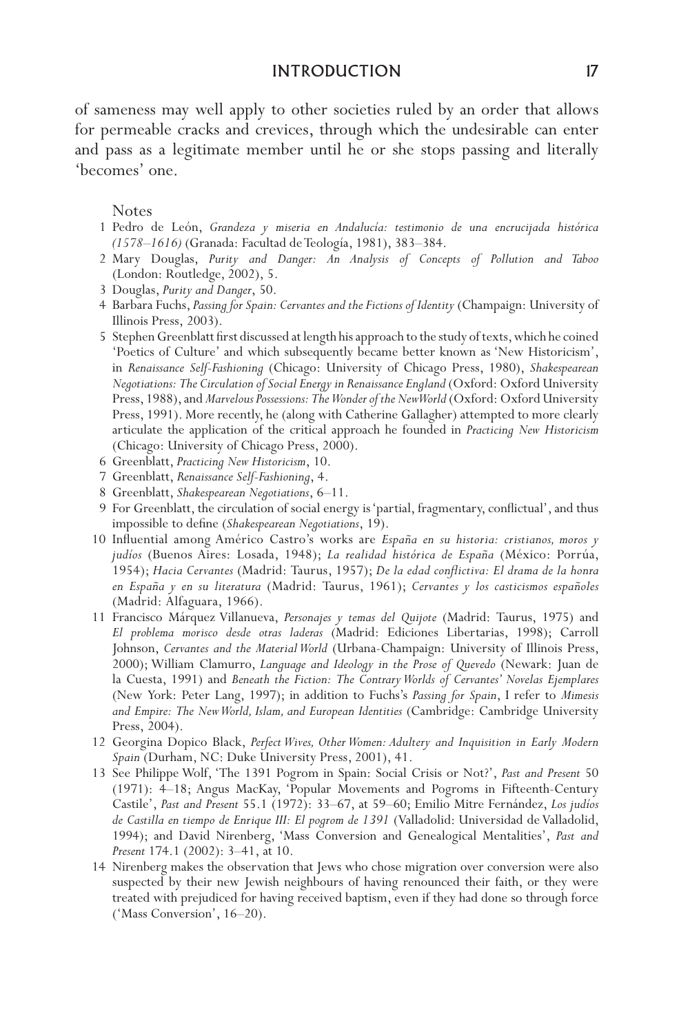of sameness may well apply to other societies ruled by an order that allows for permeable cracks and crevices, through which the undesirable can enter and pass as a legitimate member until he or she stops passing and literally 'becomes' one.

Notes

1. Pedro de León, *Grandeza y miseria en Andalucía: testimonio de una encrucijada histórica (1578–1616)* (Granada: Facultad de Teología, 1981), 383–384.
2. Mary Douglas, *Purity and Danger: An Analysis of Concepts of Pollution and Taboo* (London: Routledge, 2002), 5.
3. Douglas, *Purity and Danger*, 50.
4. Barbara Fuchs, *Passing for Spain: Cervantes and the Fictions of Identity* (Champaign: University of Illinois Press, 2003).
5. Stephen Greenblatt first discussed at length his approach to the study of texts, which he coined 'Poetics of Culture' and which subsequently became better known as 'New Historicism', in *Renaissance Self-Fashioning* (Chicago: University of Chicago Press, 1980), *Shakespearean Negotiations: The Circulation of Social Energy in Renaissance England* (Oxford: Oxford University Press, 1988), and *Marvelous Possessions: The Wonder of the New World* (Oxford: Oxford University Press, 1991). More recently, he (along with Catherine Gallagher) attempted to more clearly articulate the application of the critical approach he founded in *Practicing New Historicism* (Chicago: University of Chicago Press, 2000).
6. Greenblatt, *Practicing New Historicism*, 10.
7. Greenblatt, *Renaissance Self-Fashioning*, 4.
8. Greenblatt, *Shakespearean Negotiations*, 6–11.
9. For Greenblatt, the circulation of social energy is 'partial, fragmentary, conflictual', and thus impossible to define (*Shakespearean Negotiations*, 19).
10. Influential among Américo Castro's works are *España en su historia: cristianos, moros y judíos* (Buenos Aires: Losada, 1948); *La realidad histórica de España* (México: Porrúa, 1954); *Hacia Cervantes* (Madrid: Taurus, 1957); *De la edad conflictiva: El drama de la honra en España y en su literatura* (Madrid: Taurus, 1961); *Cervantes y los casticismos españoles* (Madrid: Alfaguara, 1966).
11. Francisco Márquez Villanueva, *Personajes y temas del Quijote* (Madrid: Taurus, 1975) and *El problema morisco desde otras laderas* (Madrid: Ediciones Libertarias, 1998); Carroll Johnson, *Cervantes and the Material World* (Urbana-Champaign: University of Illinois Press, 2000); William Clamurro, *Language and Ideology in the Prose of Quevedo* (Newark: Juan de la Cuesta, 1991) and *Beneath the Fiction: The Contrary Worlds of Cervantes' Novelas Ejemplares* (New York: Peter Lang, 1997); in addition to Fuchs's *Passing for Spain*, I refer to *Mimesis and Empire: The New World, Islam, and European Identities* (Cambridge: Cambridge University Press, 2004).
12. Georgina Dopico Black, *Perfect Wives, Other Women: Adultery and Inquisition in Early Modern Spain* (Durham, NC: Duke University Press, 2001), 41.
13. See Philippe Wolf, 'The 1391 Pogrom in Spain: Social Crisis or Not?', *Past and Present* 50 (1971): 4–18; Angus MacKay, 'Popular Movements and Pogroms in Fifteenth-Century Castile', *Past and Present* 55.1 (1972): 33–67, at 59–60; Emilio Mitre Fernández, *Los judíos de Castilla en tiempo de Enrique III: El pogrom de 1391* (Valladolid: Universidad de Valladolid, 1994); and David Nirenberg, 'Mass Conversion and Genealogical Mentalities', *Past and Present* 174.1 (2002): 3–41, at 10.
14. Nirenberg makes the observation that Jews who chose migration over conversion were also suspected by their new Jewish neighbours of having renounced their faith, or they were treated with prejudiced for having received baptism, even if they had done so through force ('Mass Conversion', 16–20).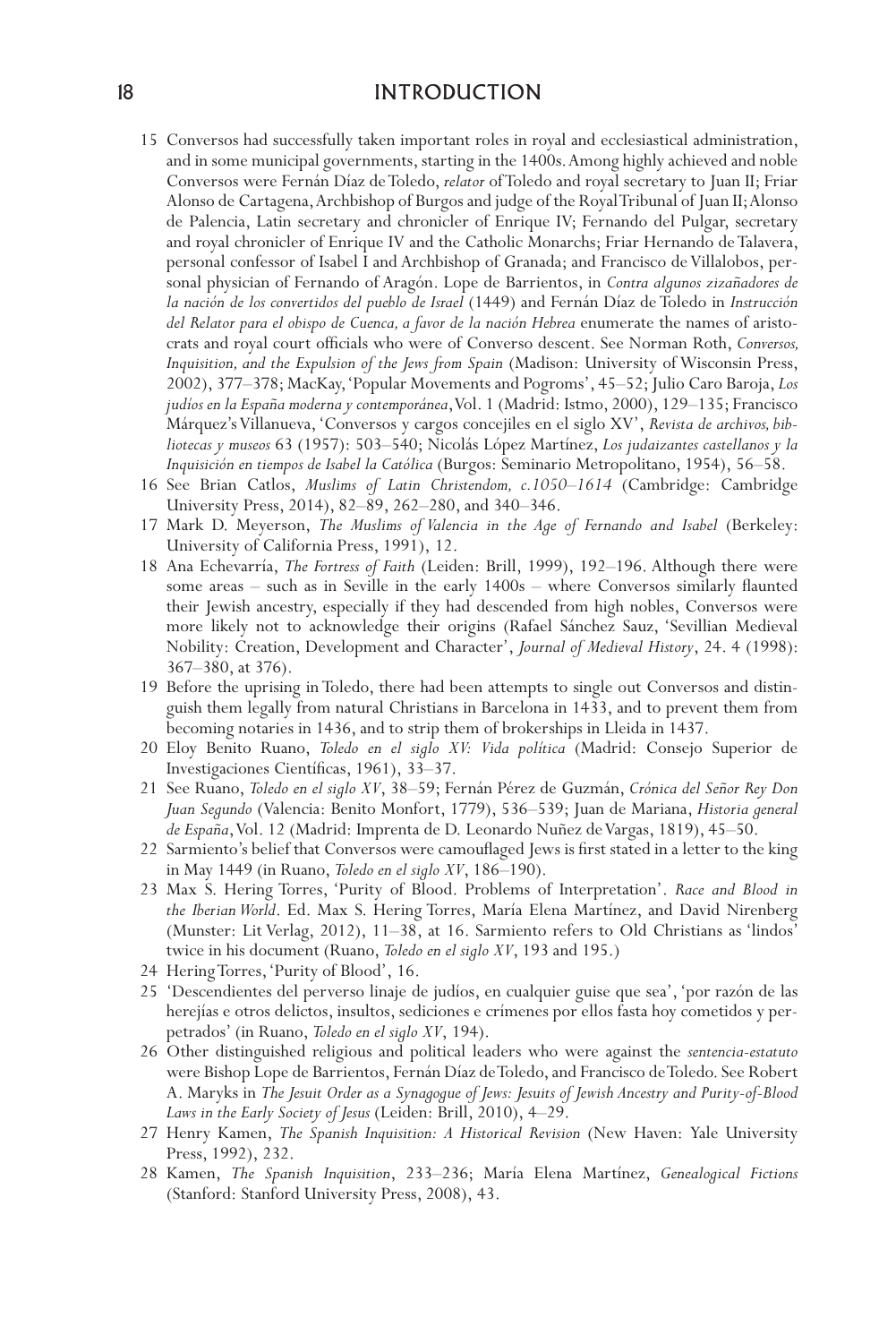15 Conversos had successfully taken important roles in royal and ecclesiastical administration, and in some municipal governments, starting in the 1400s. Among highly achieved and noble Conversos were Fernán Díaz de Toledo, *relator* of Toledo and royal secretary to Juan II; Friar Alonso de Cartagena, Archbishop of Burgos and judge of the Royal Tribunal of Juan II; Alonso de Palencia, Latin secretary and chronicler of Enrique IV; Fernando del Pulgar, secretary and royal chronicler of Enrique IV and the Catholic Monarchs; Friar Hernando de Talavera, personal confessor of Isabel I and Archbishop of Granada; and Francisco de Villalobos, personal physician of Fernando of Aragón. Lope de Barrientos, in *Contra algunos zizañadores de la nación de los convertidos del pueblo de Israel* (1449) and Fernán Díaz de Toledo in *Instrucción del Relator para el obispo de Cuenca, a favor de la nación Hebrea* enumerate the names of aristocrats and royal court officials who were of Converso descent. See Norman Roth, *Conversos, Inquisition, and the Expulsion of the Jews from Spain* (Madison: University of Wisconsin Press, 2002), 377–378; MacKay, 'Popular Movements and Pogroms', 45–52; Julio Caro Baroja, *Los judíos en la España moderna y contemporánea*, Vol. 1 (Madrid: Istmo, 2000), 129–135; Francisco Márquez's Villanueva, 'Conversos y cargos concejiles en el siglo XV', *Revista de archivos, bibliotecas y museos* 63 (1957): 503–540; Nicolás López Martínez, *Los judaizantes castellanos y la Inquisición en tiempos de Isabel la Católica* (Burgos: Seminario Metropolitano, 1954), 56–58.

16 See Brian Catlos, *Muslims of Latin Christendom, c.1050–1614* (Cambridge: Cambridge University Press, 2014), 82–89, 262–280, and 340–346.

17 Mark D. Meyerson, *The Muslims of Valencia in the Age of Fernando and Isabel* (Berkeley: University of California Press, 1991), 12.

18 Ana Echevarría, *The Fortress of Faith* (Leiden: Brill, 1999), 192–196. Although there were some areas – such as in Seville in the early 1400s – where Conversos similarly flaunted their Jewish ancestry, especially if they had descended from high nobles, Conversos were more likely not to acknowledge their origins (Rafael Sánchez Sauz, 'Sevillian Medieval Nobility: Creation, Development and Character', *Journal of Medieval History*, 24. 4 (1998): 367–380, at 376).

19 Before the uprising in Toledo, there had been attempts to single out Conversos and distinguish them legally from natural Christians in Barcelona in 1433, and to prevent them from becoming notaries in 1436, and to strip them of brokerships in Lleida in 1437.

20 Eloy Benito Ruano, *Toledo en el siglo XV: Vida política* (Madrid: Consejo Superior de Investigaciones Científicas, 1961), 33–37.

21 See Ruano, *Toledo en el siglo XV*, 38–59; Fernán Pérez de Guzmán, *Crónica del Señor Rey Don Juan Segundo* (Valencia: Benito Monfort, 1779), 536–539; Juan de Mariana, *Historia general de España*, Vol. 12 (Madrid: Imprenta de D. Leonardo Nuñez de Vargas, 1819), 45–50.

22 Sarmiento's belief that Conversos were camouflaged Jews is first stated in a letter to the king in May 1449 (in Ruano, *Toledo en el siglo XV*, 186–190).

23 Max S. Hering Torres, 'Purity of Blood. Problems of Interpretation'. *Race and Blood in the Iberian World*. Ed. Max S. Hering Torres, María Elena Martínez, and David Nirenberg (Munster: Lit Verlag, 2012), 11–38, at 16. Sarmiento refers to Old Christians as 'lindos' twice in his document (Ruano, *Toledo en el siglo XV*, 193 and 195.)

24 Hering Torres, 'Purity of Blood', 16.

25 'Descendientes del perverso linaje de judíos, en cualquier guise que sea', 'por razón de las herejías e otros delictos, insultos, sediciones e crímenes por ellos fasta hoy cometidos y perpetrados' (in Ruano, *Toledo en el siglo XV*, 194).

26 Other distinguished religious and political leaders who were against the *sentencia-estatuto* were Bishop Lope de Barrientos, Fernán Díaz de Toledo, and Francisco de Toledo. See Robert A. Maryks in *The Jesuit Order as a Synagogue of Jews: Jesuits of Jewish Ancestry and Purity-of-Blood Laws in the Early Society of Jesus* (Leiden: Brill, 2010), 4–29.

27 Henry Kamen, *The Spanish Inquisition: A Historical Revision* (New Haven: Yale University Press, 1992), 232.

28 Kamen, *The Spanish Inquisition*, 233–236; María Elena Martínez, *Genealogical Fictions* (Stanford: Stanford University Press, 2008), 43.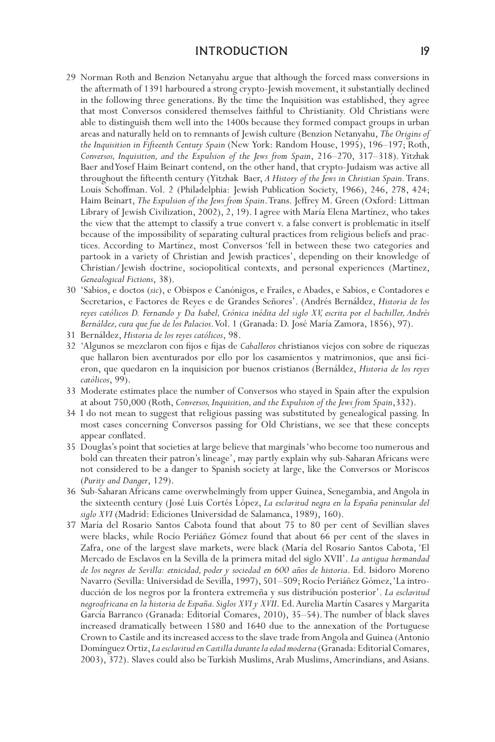29 Norman Roth and Benzion Netanyahu argue that although the forced mass conversions in the aftermath of 1391 harboured a strong crypto-Jewish movement, it substantially declined in the following three generations. By the time the Inquisition was established, they agree that most Conversos considered themselves faithful to Christianity. Old Christians were able to distinguish them well into the 1400s because they formed compact groups in urban areas and naturally held on to remnants of Jewish culture (Benzion Netanyahu, *The Origins of the Inquisition in Fifteenth Century Spain* (New York: Random House, 1995), 196–197; Roth, *Conversos, Inquisition, and the Expulsion of the Jews from Spain*, 216–270, 317–318). Yitzhak Baer and Yosef Haim Beinart, on the other hand, contend that crypto-Judaism was active all throughout the fifteenth century (Yitzhak Baer, *A History of the Jews in Christian Spain.* Trans. Louis Schoffman. Vol. 2 (Philadelphia: Jewish Publication Society, 1966), 246, 278, 424; Haim Beinart, *The Expulsion of the Jews from Spain*. Trans. Jeffrey M. Green (Oxford: Littman Library of Jewish Civilization, 2002), 2, 19). I agree with María Elena Martínez, who takes the view that the attempt to classify a true convert v. a false convert is problematic in itself because of the impossibility of separating cultural practices from religious beliefs and practices. According to Martínez, most Conversos 'fell in between these two categories and partook in a variety of Christian and Jewish practices', depending on their knowledge of Christian/Jewish doctrine, sociopolitical contexts, and personal experiences (Martínez, *Genealogical Fictions*, 38).

30 'Sabios, e doctos (*sic*), e Obispos e Canónigos, e Frailes, e Abades, e Sabios, e Contadores e Secretarios, e Factores de Reyes e de Grandes Señores'. (Andrés Bernáldez, *Historia de los reyes católicos D. Fernando y Da Isabel, Crónica inédita del siglo XV, escrita por el bachiller, Andrés Bernáldez, cura que fue de los Palacios*. Vol. 1 (Granada: D. José María Zamora, 1856), 97).

31 Bernáldez, *Historia de los reyes católicos*, 98.

32 'Algunos se mezclaron con fijos e fijas de *Caballeros* christianos viejos con sobre de riquezas que hallaron bien aventurados por ello por los casamientos y matrimonios, que ansi ficieron, que quedaron en la inquisicion por buenos cristianos (Bernáldez, *Historia de los reyes católicos*, 99).

33 Moderate estimates place the number of Conversos who stayed in Spain after the expulsion at about 750,000 (Roth, *Conversos, Inquisition, and the Expulsion of the Jews from Spain*, 332).

34 I do not mean to suggest that religious passing was substituted by genealogical passing. In most cases concerning Conversos passing for Old Christians, we see that these concepts appear conflated.

35 Douglas's point that societies at large believe that marginals 'who become too numerous and bold can threaten their patron's lineage', may partly explain why sub-Saharan Africans were not considered to be a danger to Spanish society at large, like the Conversos or Moriscos (*Purity and Danger*, 129).

36 Sub-Saharan Africans came overwhelmingly from upper Guinea, Senegambia, and Angola in the sixteenth century (José Luis Cortés López, *La esclavitud negra en la España peninsular del siglo XVI* (Madrid: Ediciones Universidad de Salamanca, 1989), 160).

37 María del Rosario Santos Cabota found that about 75 to 80 per cent of Sevillian slaves were blacks, while Rocío Periáñez Gómez found that about 66 per cent of the slaves in Zafra, one of the largest slave markets, were black (María del Rosario Santos Cabota, 'El Mercado de Esclavos en la Sevilla de la primera mitad del siglo XVII'. *La antigua hermandad de los negros de Sevilla: etnicidad, poder y sociedad en 600 años de historia*. Ed. Isidoro Moreno Navarro (Sevilla: Universidad de Sevilla, 1997), 501–509; Rocío Periáñez Gómez, 'La introducción de los negros por la frontera extremeña y sus distribución posterior'. *La esclavitud negroafricana en la historia de España. Siglos XVI y XVII*. Ed. Aurelia Martín Casares y Margarita García Barranco (Granada: Editorial Comares, 2010), 35–54). The number of black slaves increased dramatically between 1580 and 1640 due to the annexation of the Portuguese Crown to Castile and its increased access to the slave trade from Angola and Guinea (Antonio Domínguez Ortiz, *La esclavitud en Castilla durante la edad moderna* (Granada: Editorial Comares, 2003), 372). Slaves could also be Turkish Muslims, Arab Muslims, Amerindians, and Asians.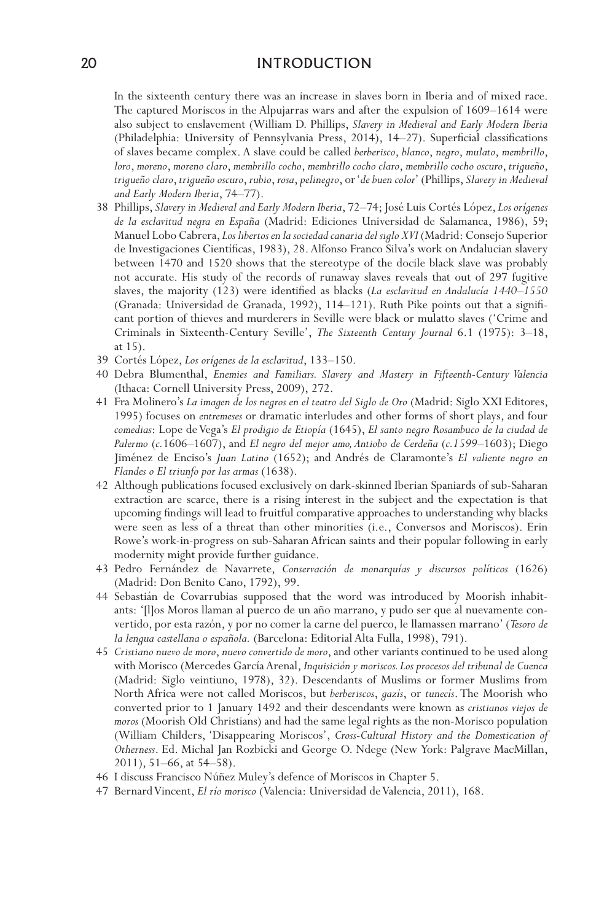In the sixteenth century there was an increase in slaves born in Iberia and of mixed race. The captured Moriscos in the Alpujarras wars and after the expulsion of 1609–1614 were also subject to enslavement (William D. Phillips, *Slavery in Medieval and Early Modern Iberia* (Philadelphia: University of Pennsylvania Press, 2014), 14–27). Superficial classifications of slaves became complex. A slave could be called *berberisco*, *blanco*, *negro*, *mulato*, *membrillo*, *loro*, *moreno*, *moreno claro*, *membrillo cocho*, *membrillo cocho claro*, *membrillo cocho oscuro*, *trigueño*, *trigueño claro*, *trigueño oscuro*, *rubio*, *rosa*, *pelinegro*, or '*de buen color*' (Phillips, *Slavery in Medieval and Early Modern Iberia*, 74–77).

38 Phillips, *Slavery in Medieval and Early Modern Iberia*, 72–74; José Luis Cortés López, *Los orígenes de la esclavitud negra en España* (Madrid: Ediciones Universidad de Salamanca, 1986), 59; Manuel Lobo Cabrera, *Los libertos en la sociedad canaria del siglo XVI* (Madrid: Consejo Superior de Investigaciones Científicas, 1983), 28. Alfonso Franco Silva's work on Andalucian slavery between 1470 and 1520 shows that the stereotype of the docile black slave was probably not accurate. His study of the records of runaway slaves reveals that out of 297 fugitive slaves, the majority (123) were identified as blacks (*La esclavitud en Andalucía 1440–1550* (Granada: Universidad de Granada, 1992), 114–121). Ruth Pike points out that a significant portion of thieves and murderers in Seville were black or mulatto slaves ('Crime and Criminals in Sixteenth-Century Seville', *The Sixteenth Century Journal* 6.1 (1975): 3–18, at 15).

39 Cortés López, *Los orígenes de la esclavitud*, 133–150.

40 Debra Blumenthal, *Enemies and Familiars. Slavery and Mastery in Fifteenth-Century Valencia* (Ithaca: Cornell University Press, 2009), 272.

41 Fra Molinero's *La imagen de los negros en el teatro del Siglo de Oro* (Madrid: Siglo XXI Editores, 1995) focuses on *entremeses* or dramatic interludes and other forms of short plays, and four *comedias*: Lope de Vega's *El prodigio de Etiopía* (1645), *El santo negro Rosambuco de la ciudad de Palermo* (*c.*1606–1607), and *El negro del mejor amo, Antiobo de Cerdeña* (*c.1599*–1603); Diego Jiménez de Enciso's *Juan Latino* (1652); and Andrés de Claramonte's *El valiente negro en Flandes o El triunfo por las armas* (1638).

42 Although publications focused exclusively on dark-skinned Iberian Spaniards of sub-Saharan extraction are scarce, there is a rising interest in the subject and the expectation is that upcoming findings will lead to fruitful comparative approaches to understanding why blacks were seen as less of a threat than other minorities (i.e., Conversos and Moriscos). Erin Rowe's work-in-progress on sub-Saharan African saints and their popular following in early modernity might provide further guidance.

43 Pedro Fernández de Navarrete, *Conservación de monarquías y discursos políticos* (1626) (Madrid: Don Benito Cano, 1792), 99.

44 Sebastián de Covarrubias supposed that the word was introduced by Moorish inhabitants: '[l]os Moros llaman al puerco de un año marrano, y pudo ser que al nuevamente convertido, por esta razón, y por no comer la carne del puerco, le llamassen marrano' (*Tesoro de la lengua castellana o española.* (Barcelona: Editorial Alta Fulla, 1998), 791).

45 *Cristiano nuevo de moro*, *nuevo convertido de moro*, and other variants continued to be used along with Morisco (Mercedes García Arenal, *Inquisición y moriscos. Los procesos del tribunal de Cuenca* (Madrid: Siglo veintiuno, 1978), 32). Descendants of Muslims or former Muslims from North Africa were not called Moriscos, but *berberiscos*, *gazís*, or *tunecís*. The Moorish who converted prior to 1 January 1492 and their descendants were known as *cristianos viejos de moros* (Moorish Old Christians) and had the same legal rights as the non-Morisco population (William Childers, 'Disappearing Moriscos', *Cross-Cultural History and the Domestication of Otherness*. Ed. Michal Jan Rozbicki and George O. Ndege (New York: Palgrave MacMillan, 2011), 51–66, at 54–58).

46 I discuss Francisco Núñez Muley's defence of Moriscos in Chapter 5.

47 Bernard Vincent, *El río morisco* (Valencia: Universidad de Valencia, 2011), 168.